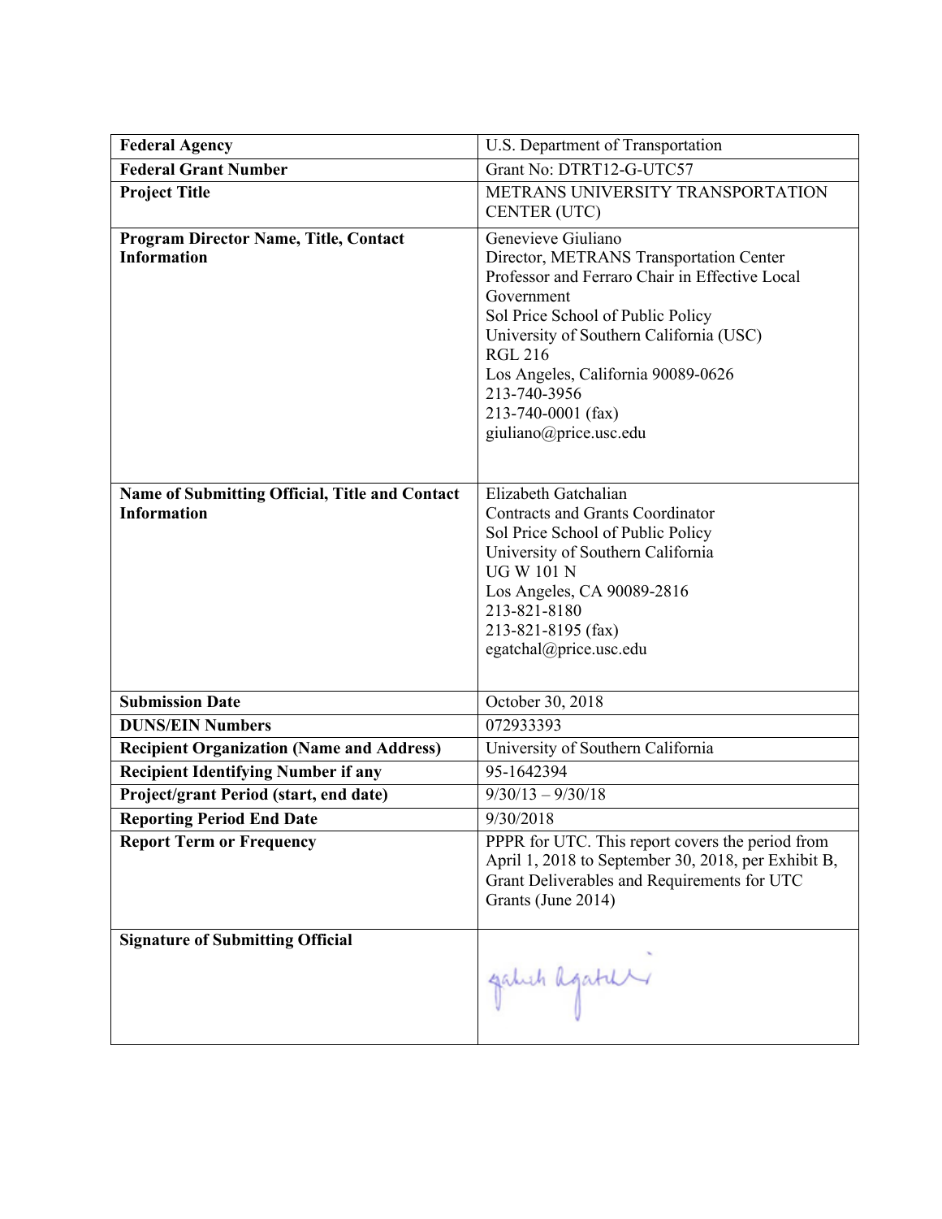| **Federal Agency** | U.S. Department of Transportation |
|---|---|
| **Federal Grant Number** | Grant No: DTRT12-G-UTC57 |
| **Project Title** | METRANS UNIVERSITY TRANSPORTATION CENTER (UTC) |
| **Program Director Name, Title, Contact Information** | Genevieve Giuliano<br>Director, METRANS Transportation Center<br>Professor and Ferraro Chair in Effective Local Government<br>Sol Price School of Public Policy<br>University of Southern California (USC)<br>RGL 216<br>Los Angeles, California 90089-0626<br>213-740-3956<br>213-740-0001 (fax)<br>giuliano@price.usc.edu |
| **Name of Submitting Official, Title and Contact Information** | Elizabeth Gatchalian<br>Contracts and Grants Coordinator<br>Sol Price School of Public Policy<br>University of Southern California<br>UG W 101 N<br>Los Angeles, CA 90089-2816<br>213-821-8180<br>213-821-8195 (fax)<br>egatchal@price.usc.edu |
| **Submission Date** | October 30, 2018 |
| **DUNS/EIN Numbers** | 072933393 |
| **Recipient Organization (Name and Address)** | University of Southern California |
| **Recipient Identifying Number if any** | 95-1642394 |
| **Project/grant Period (start, end date)** | 9/30/13 – 9/30/18 |
| **Reporting Period End Date** | 9/30/2018 |
| **Report Term or Frequency** | PPPR for UTC. This report covers the period from April 1, 2018 to September 30, 2018, per Exhibit B, Grant Deliverables and Requirements for UTC Grants (June 2014) |
| **Signature of Submitting Official** | |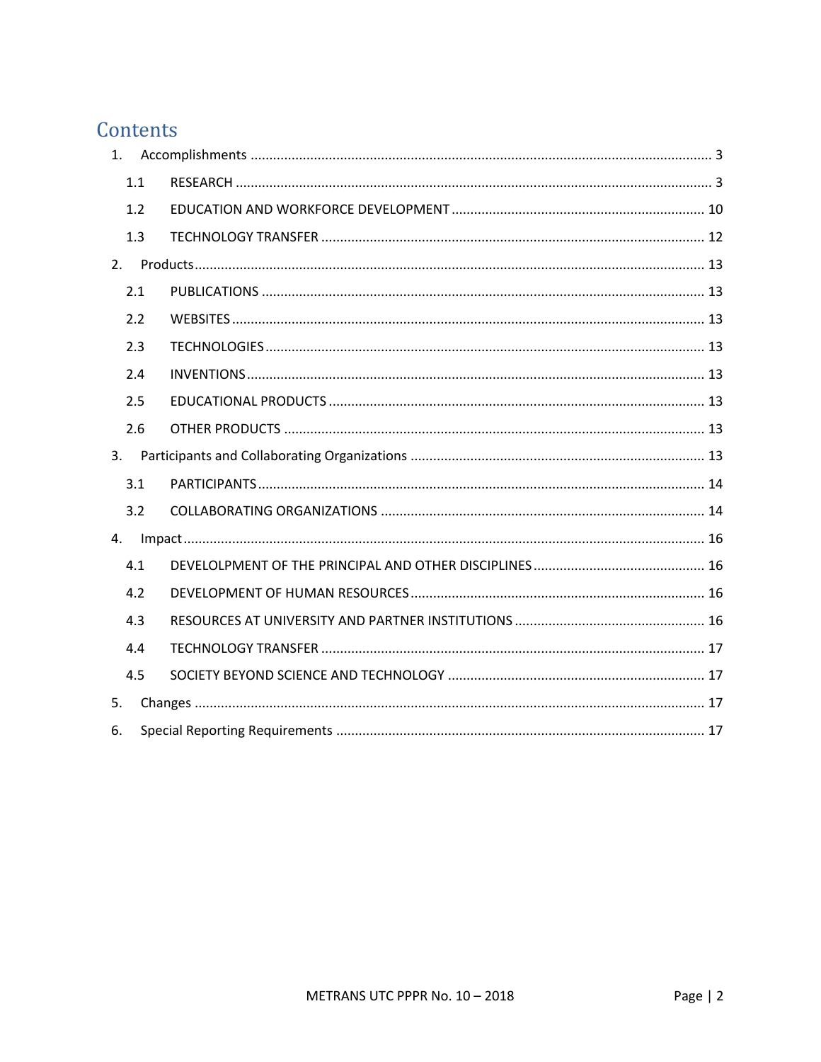# Contents

1. Accomplishments ........................................................................................................... 3
   - 1.1 RESEARCH ............................................................................................................ 3
   - 1.2 EDUCATION AND WORKFORCE DEVELOPMENT ................................................................. 10
   - 1.3 TECHNOLOGY TRANSFER ....................................................................................... 12
2. Products ........................................................................................................................ 13
   - 2.1 PUBLICATIONS ..................................................................................................... 13
   - 2.2 WEBSITES ............................................................................................................. 13
   - 2.3 TECHNOLOGIES ..................................................................................................... 13
   - 2.4 INVENTIONS .......................................................................................................... 13
   - 2.5 EDUCATIONAL PRODUCTS ...................................................................................... 13
   - 2.6 OTHER PRODUCTS ................................................................................................. 13
3. Participants and Collaborating Organizations ................................................................ 13
   - 3.1 PARTICIPANTS ....................................................................................................... 14
   - 3.2 COLLABORATING ORGANIZATIONS ......................................................................... 14
4. Impact .......................................................................................................................... 16
   - 4.1 DEVELOLPMENT OF THE PRINCIPAL AND OTHER DISCIPLINES ............................................ 16
   - 4.2 DEVELOPMENT OF HUMAN RESOURCES ................................................................... 16
   - 4.3 RESOURCES AT UNIVERSITY AND PARTNER INSTITUTIONS ......................................... 16
   - 4.4 TECHNOLOGY TRANSFER ....................................................................................... 17
   - 4.5 SOCIETY BEYOND SCIENCE AND TECHNOLOGY ........................................................ 17
5. Changes ....................................................................................................................... 17
6. Special Reporting Requirements .................................................................................. 17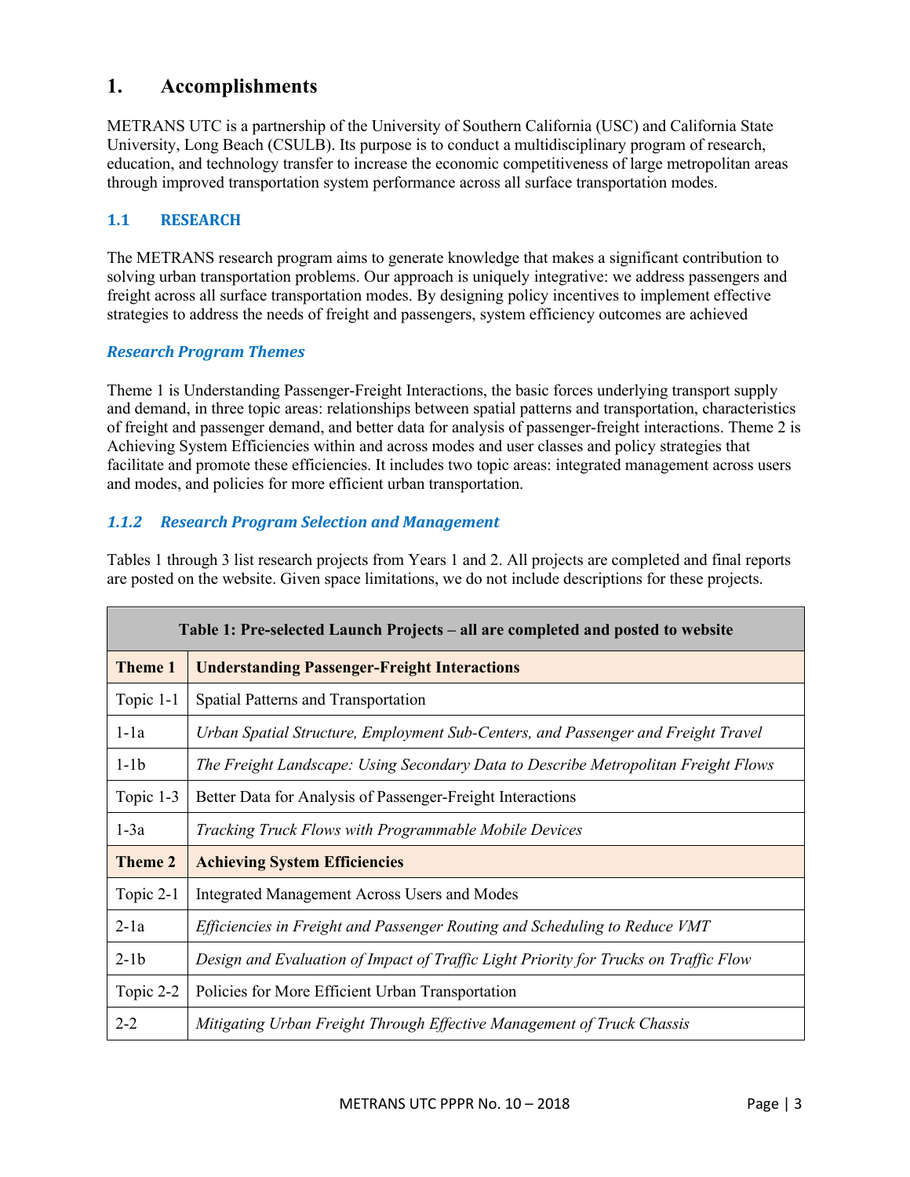# 1. Accomplishments

METRANS UTC is a partnership of the University of Southern California (USC) and California State University, Long Beach (CSULB). Its purpose is to conduct a multidisciplinary program of research, education, and technology transfer to increase the economic competitiveness of large metropolitan areas through improved transportation system performance across all surface transportation modes.

## 1.1 RESEARCH

The METRANS research program aims to generate knowledge that makes a significant contribution to solving urban transportation problems. Our approach is uniquely integrative: we address passengers and freight across all surface transportation modes. By designing policy incentives to implement effective strategies to address the needs of freight and passengers, system efficiency outcomes are achieved

### *Research Program Themes*

Theme 1 is Understanding Passenger-Freight Interactions, the basic forces underlying transport supply and demand, in three topic areas: relationships between spatial patterns and transportation, characteristics of freight and passenger demand, and better data for analysis of passenger-freight interactions. Theme 2 is Achieving System Efficiencies within and across modes and user classes and policy strategies that facilitate and promote these efficiencies. It includes two topic areas: integrated management across users and modes, and policies for more efficient urban transportation.

### *1.1.2 Research Program Selection and Management*

Tables 1 through 3 list research projects from Years 1 and 2. All projects are completed and final reports are posted on the website. Given space limitations, we do not include descriptions for these projects.

| **Table 1: Pre-selected Launch Projects – all are completed and posted to website** | |
|---|---|
| **Theme 1** | **Understanding Passenger-Freight Interactions** |
| Topic 1-1 | Spatial Patterns and Transportation |
| 1-1a | *Urban Spatial Structure, Employment Sub-Centers, and Passenger and Freight Travel* |
| 1-1b | *The Freight Landscape: Using Secondary Data to Describe Metropolitan Freight Flows* |
| Topic 1-3 | Better Data for Analysis of Passenger-Freight Interactions |
| 1-3a | *Tracking Truck Flows with Programmable Mobile Devices* |
| **Theme 2** | **Achieving System Efficiencies** |
| Topic 2-1 | Integrated Management Across Users and Modes |
| 2-1a | *Efficiencies in Freight and Passenger Routing and Scheduling to Reduce VMT* |
| 2-1b | *Design and Evaluation of Impact of Traffic Light Priority for Trucks on Traffic Flow* |
| Topic 2-2 | Policies for More Efficient Urban Transportation |
| 2-2 | *Mitigating Urban Freight Through Effective Management of Truck Chassis* |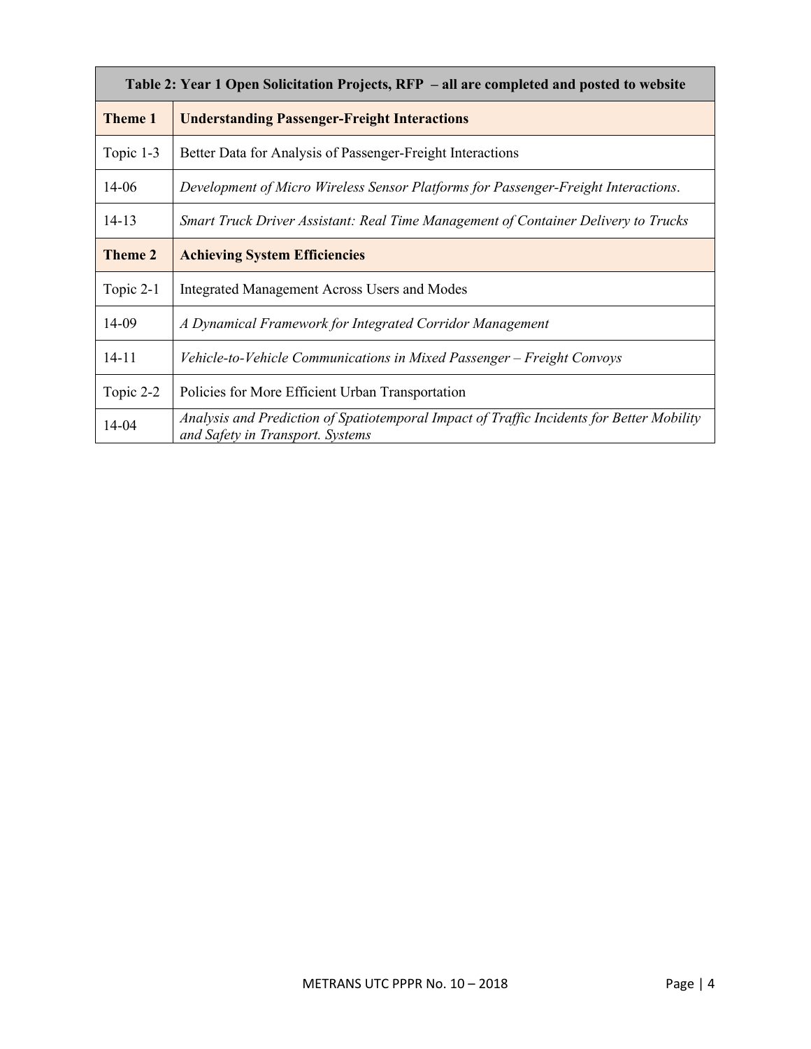| Table 2: Year 1 Open Solicitation Projects, RFP – all are completed and posted to website | |
|---|---|
| **Theme 1** | **Understanding Passenger-Freight Interactions** |
| Topic 1-3 | Better Data for Analysis of Passenger-Freight Interactions |
| 14-06 | *Development of Micro Wireless Sensor Platforms for Passenger-Freight Interactions*. |
| 14-13 | *Smart Truck Driver Assistant: Real Time Management of Container Delivery to Trucks* |
| **Theme 2** | **Achieving System Efficiencies** |
| Topic 2-1 | Integrated Management Across Users and Modes |
| 14-09 | *A Dynamical Framework for Integrated Corridor Management* |
| 14-11 | *Vehicle-to-Vehicle Communications in Mixed Passenger – Freight Convoys* |
| Topic 2-2 | Policies for More Efficient Urban Transportation |
| 14-04 | *Analysis and Prediction of Spatiotemporal Impact of Traffic Incidents for Better Mobility and Safety in Transport. Systems* |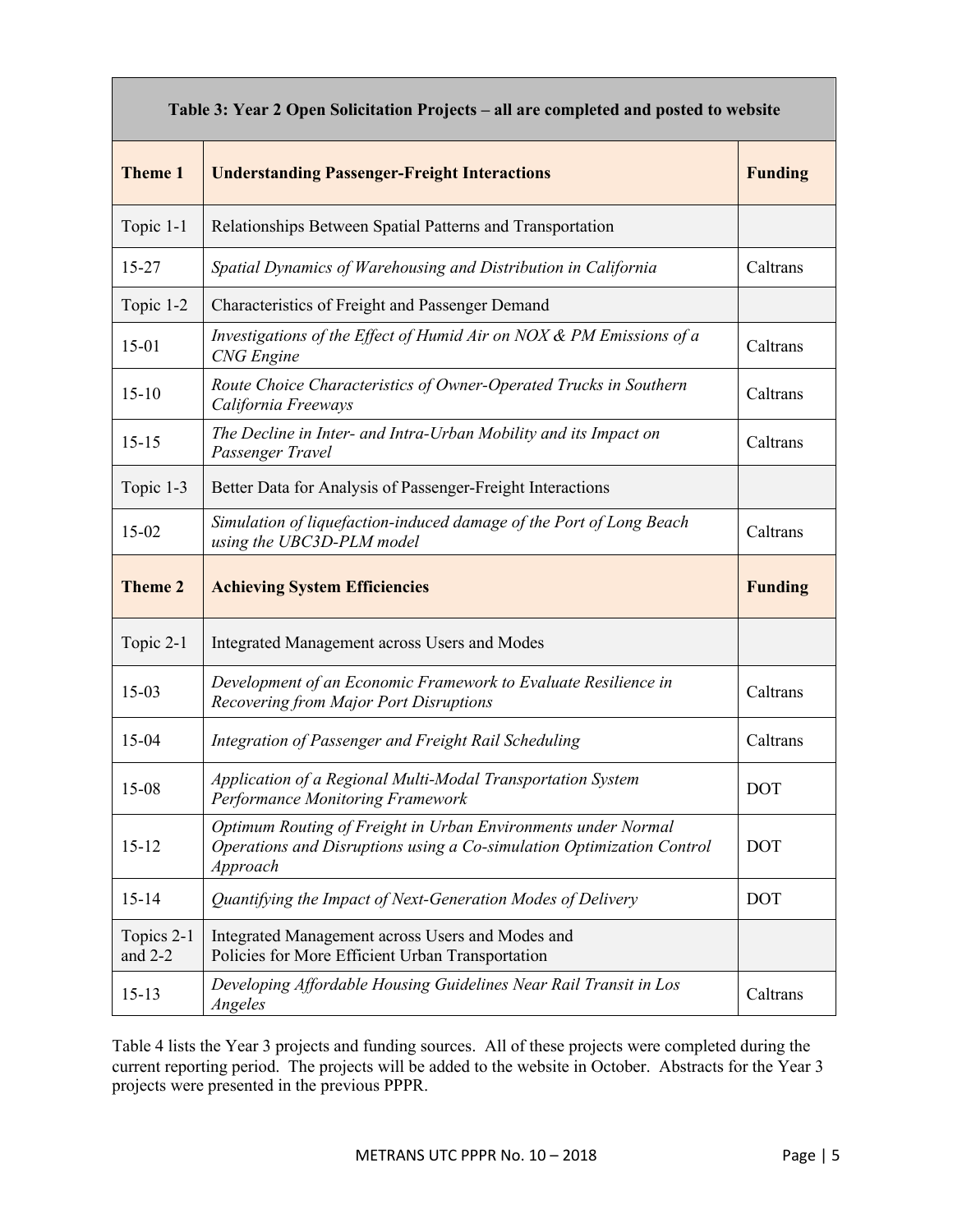| Table 3: Year 2 Open Solicitation Projects – all are completed and posted to website | | |
|---|---|---|
| **Theme 1** | **Understanding Passenger-Freight Interactions** | **Funding** |
| Topic 1-1 | Relationships Between Spatial Patterns and Transportation | |
| 15-27 | *Spatial Dynamics of Warehousing and Distribution in California* | Caltrans |
| Topic 1-2 | Characteristics of Freight and Passenger Demand | |
| 15-01 | *Investigations of the Effect of Humid Air on NOX & PM Emissions of a CNG Engine* | Caltrans |
| 15-10 | *Route Choice Characteristics of Owner-Operated Trucks in Southern California Freeways* | Caltrans |
| 15-15 | *The Decline in Inter- and Intra-Urban Mobility and its Impact on Passenger Travel* | Caltrans |
| Topic 1-3 | Better Data for Analysis of Passenger-Freight Interactions | |
| 15-02 | *Simulation of liquefaction-induced damage of the Port of Long Beach using the UBC3D-PLM model* | Caltrans |
| **Theme 2** | **Achieving System Efficiencies** | **Funding** |
| Topic 2-1 | Integrated Management across Users and Modes | |
| 15-03 | *Development of an Economic Framework to Evaluate Resilience in Recovering from Major Port Disruptions* | Caltrans |
| 15-04 | *Integration of Passenger and Freight Rail Scheduling* | Caltrans |
| 15-08 | *Application of a Regional Multi-Modal Transportation System Performance Monitoring Framework* | DOT |
| 15-12 | *Optimum Routing of Freight in Urban Environments under Normal Operations and Disruptions using a Co-simulation Optimization Control Approach* | DOT |
| 15-14 | *Quantifying the Impact of Next-Generation Modes of Delivery* | DOT |
| Topics 2-1 and 2-2 | Integrated Management across Users and Modes and Policies for More Efficient Urban Transportation | |
| 15-13 | *Developing Affordable Housing Guidelines Near Rail Transit in Los Angeles* | Caltrans |

Table 4 lists the Year 3 projects and funding sources. All of these projects were completed during the current reporting period. The projects will be added to the website in October. Abstracts for the Year 3 projects were presented in the previous PPPR.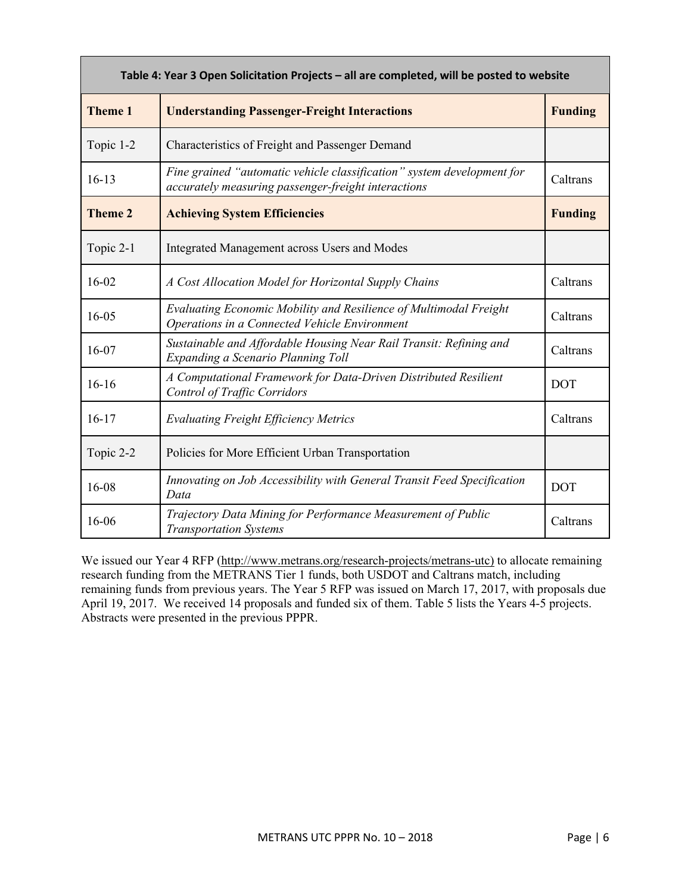| Table 4: Year 3 Open Solicitation Projects – all are completed, will be posted to website | | |
|---|---|---|
| **Theme 1** | **Understanding Passenger-Freight Interactions** | **Funding** |
| Topic 1-2 | Characteristics of Freight and Passenger Demand | |
| 16-13 | *Fine grained "automatic vehicle classification" system development for accurately measuring passenger-freight interactions* | Caltrans |
| **Theme 2** | **Achieving System Efficiencies** | **Funding** |
| Topic 2-1 | Integrated Management across Users and Modes | |
| 16-02 | *A Cost Allocation Model for Horizontal Supply Chains* | Caltrans |
| 16-05 | *Evaluating Economic Mobility and Resilience of Multimodal Freight Operations in a Connected Vehicle Environment* | Caltrans |
| 16-07 | *Sustainable and Affordable Housing Near Rail Transit: Refining and Expanding a Scenario Planning Toll* | Caltrans |
| 16-16 | *A Computational Framework for Data-Driven Distributed Resilient Control of Traffic Corridors* | DOT |
| 16-17 | *Evaluating Freight Efficiency Metrics* | Caltrans |
| Topic 2-2 | Policies for More Efficient Urban Transportation | |
| 16-08 | *Innovating on Job Accessibility with General Transit Feed Specification Data* | DOT |
| 16-06 | *Trajectory Data Mining for Performance Measurement of Public Transportation Systems* | Caltrans |

We issued our Year 4 RFP (http://www.metrans.org/research-projects/metrans-utc) to allocate remaining research funding from the METRANS Tier 1 funds, both USDOT and Caltrans match, including remaining funds from previous years. The Year 5 RFP was issued on March 17, 2017, with proposals due April 19, 2017. We received 14 proposals and funded six of them. Table 5 lists the Years 4-5 projects. Abstracts were presented in the previous PPPR.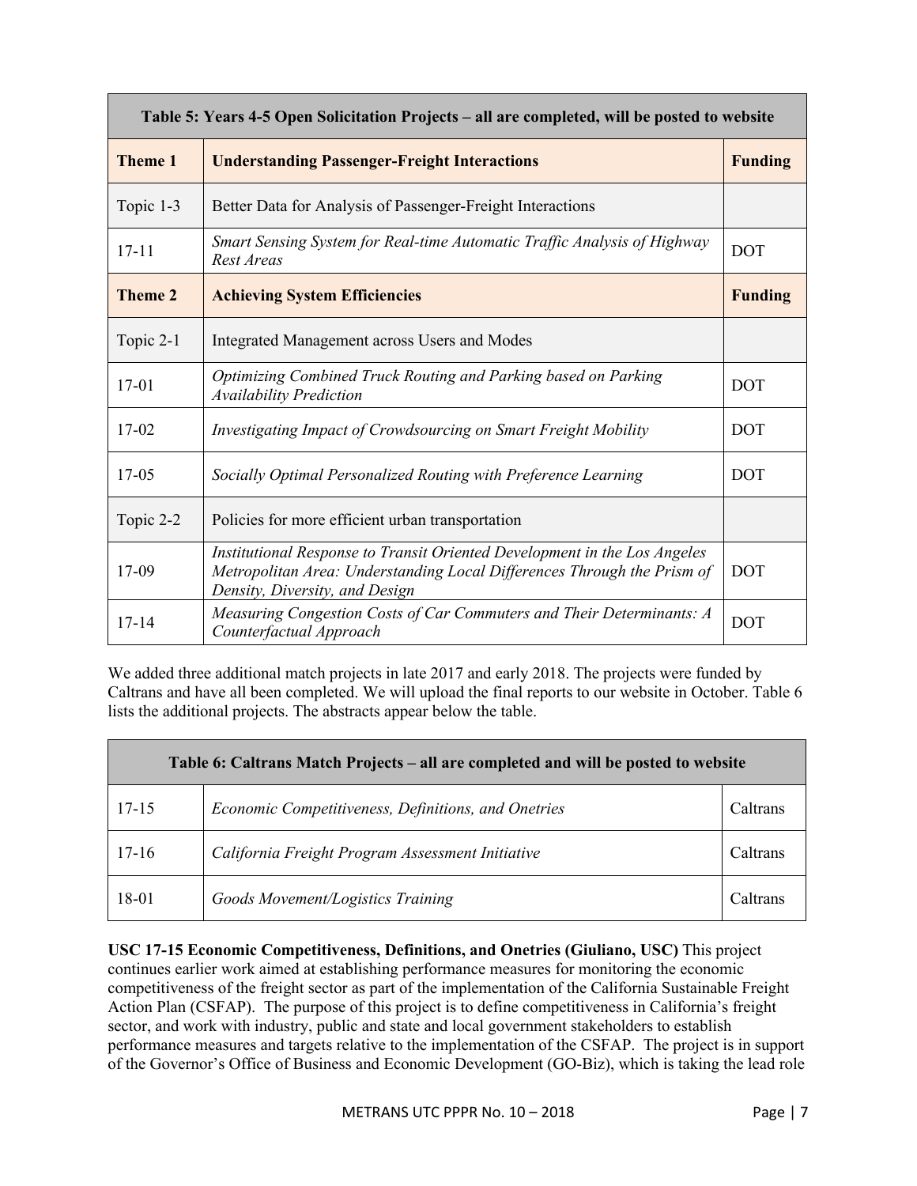| Table 5: Years 4-5 Open Solicitation Projects – all are completed, will be posted to website | | |
|---|---|---|
| **Theme 1** | **Understanding Passenger-Freight Interactions** | **Funding** |
| Topic 1-3 | Better Data for Analysis of Passenger-Freight Interactions | |
| 17-11 | *Smart Sensing System for Real-time Automatic Traffic Analysis of Highway Rest Areas* | DOT |
| **Theme 2** | **Achieving System Efficiencies** | **Funding** |
| Topic 2-1 | Integrated Management across Users and Modes | |
| 17-01 | *Optimizing Combined Truck Routing and Parking based on Parking Availability Prediction* | DOT |
| 17-02 | *Investigating Impact of Crowdsourcing on Smart Freight Mobility* | DOT |
| 17-05 | *Socially Optimal Personalized Routing with Preference Learning* | DOT |
| Topic 2-2 | Policies for more efficient urban transportation | |
| 17-09 | *Institutional Response to Transit Oriented Development in the Los Angeles Metropolitan Area: Understanding Local Differences Through the Prism of Density, Diversity, and Design* | DOT |
| 17-14 | *Measuring Congestion Costs of Car Commuters and Their Determinants: A Counterfactual Approach* | DOT |

We added three additional match projects in late 2017 and early 2018. The projects were funded by Caltrans and have all been completed. We will upload the final reports to our website in October. Table 6 lists the additional projects. The abstracts appear below the table.

| Table 6: Caltrans Match Projects – all are completed and will be posted to website | | |
|---|---|---|
| 17-15 | *Economic Competitiveness, Definitions, and Onetries* | Caltrans |
| 17-16 | *California Freight Program Assessment Initiative* | Caltrans |
| 18-01 | *Goods Movement/Logistics Training* | Caltrans |

**USC 17-15 Economic Competitiveness, Definitions, and Onetries (Giuliano, USC)** This project continues earlier work aimed at establishing performance measures for monitoring the economic competitiveness of the freight sector as part of the implementation of the California Sustainable Freight Action Plan (CSFAP). The purpose of this project is to define competitiveness in California's freight sector, and work with industry, public and state and local government stakeholders to establish performance measures and targets relative to the implementation of the CSFAP. The project is in support of the Governor's Office of Business and Economic Development (GO-Biz), which is taking the lead role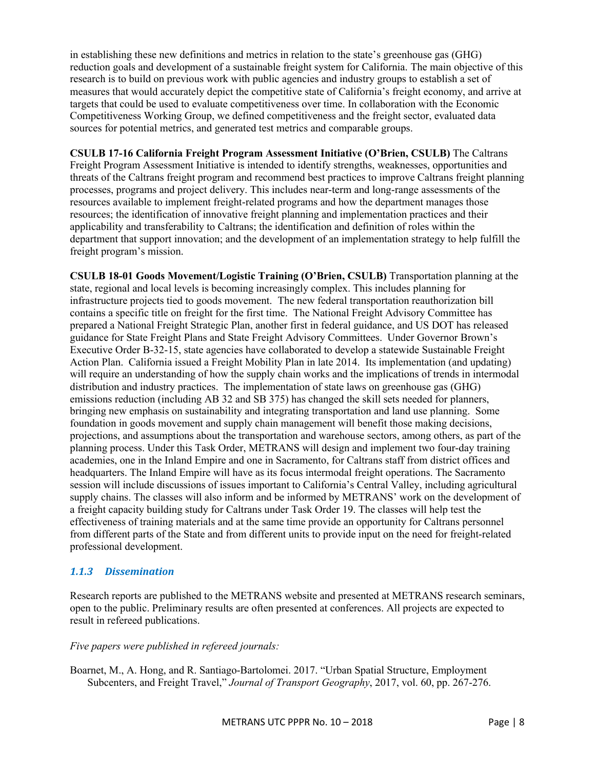in establishing these new definitions and metrics in relation to the state's greenhouse gas (GHG) reduction goals and development of a sustainable freight system for California. The main objective of this research is to build on previous work with public agencies and industry groups to establish a set of measures that would accurately depict the competitive state of California's freight economy, and arrive at targets that could be used to evaluate competitiveness over time. In collaboration with the Economic Competitiveness Working Group, we defined competitiveness and the freight sector, evaluated data sources for potential metrics, and generated test metrics and comparable groups.

**CSULB 17-16 California Freight Program Assessment Initiative (O'Brien, CSULB)** The Caltrans Freight Program Assessment Initiative is intended to identify strengths, weaknesses, opportunities and threats of the Caltrans freight program and recommend best practices to improve Caltrans freight planning processes, programs and project delivery. This includes near-term and long-range assessments of the resources available to implement freight-related programs and how the department manages those resources; the identification of innovative freight planning and implementation practices and their applicability and transferability to Caltrans; the identification and definition of roles within the department that support innovation; and the development of an implementation strategy to help fulfill the freight program's mission.

**CSULB 18-01 Goods Movement/Logistic Training (O'Brien, CSULB)** Transportation planning at the state, regional and local levels is becoming increasingly complex. This includes planning for infrastructure projects tied to goods movement. The new federal transportation reauthorization bill contains a specific title on freight for the first time. The National Freight Advisory Committee has prepared a National Freight Strategic Plan, another first in federal guidance, and US DOT has released guidance for State Freight Plans and State Freight Advisory Committees. Under Governor Brown's Executive Order B-32-15, state agencies have collaborated to develop a statewide Sustainable Freight Action Plan. California issued a Freight Mobility Plan in late 2014. Its implementation (and updating) will require an understanding of how the supply chain works and the implications of trends in intermodal distribution and industry practices. The implementation of state laws on greenhouse gas (GHG) emissions reduction (including AB 32 and SB 375) has changed the skill sets needed for planners, bringing new emphasis on sustainability and integrating transportation and land use planning. Some foundation in goods movement and supply chain management will benefit those making decisions, projections, and assumptions about the transportation and warehouse sectors, among others, as part of the planning process. Under this Task Order, METRANS will design and implement two four-day training academies, one in the Inland Empire and one in Sacramento, for Caltrans staff from district offices and headquarters. The Inland Empire will have as its focus intermodal freight operations. The Sacramento session will include discussions of issues important to California's Central Valley, including agricultural supply chains. The classes will also inform and be informed by METRANS' work on the development of a freight capacity building study for Caltrans under Task Order 19. The classes will help test the effectiveness of training materials and at the same time provide an opportunity for Caltrans personnel from different parts of the State and from different units to provide input on the need for freight-related professional development.

### *1.1.3 Dissemination*

Research reports are published to the METRANS website and presented at METRANS research seminars, open to the public. Preliminary results are often presented at conferences. All projects are expected to result in refereed publications.

*Five papers were published in refereed journals:*

Boarnet, M., A. Hong, and R. Santiago-Bartolomei. 2017. "Urban Spatial Structure, Employment Subcenters, and Freight Travel," *Journal of Transport Geography*, 2017, vol. 60, pp. 267-276.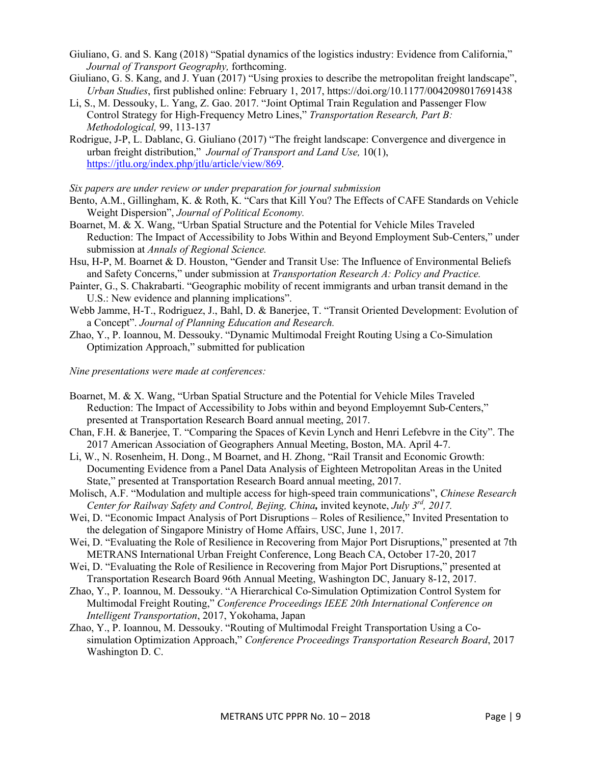Giuliano, G. and S. Kang (2018) "Spatial dynamics of the logistics industry: Evidence from California," *Journal of Transport Geography,* forthcoming.

Giuliano, G. S. Kang, and J. Yuan (2017) "Using proxies to describe the metropolitan freight landscape", *Urban Studies*, first published online: February 1, 2017, https://doi.org/10.1177/0042098017691438

Li, S., M. Dessouky, L. Yang, Z. Gao. 2017. "Joint Optimal Train Regulation and Passenger Flow Control Strategy for High-Frequency Metro Lines," *Transportation Research, Part B: Methodological,* 99, 113-137

Rodrigue, J-P, L. Dablanc, G. Giuliano (2017) "The freight landscape: Convergence and divergence in urban freight distribution," *Journal of Transport and Land Use,* 10(1), https://jtlu.org/index.php/jtlu/article/view/869.

*Six papers are under review or under preparation for journal submission*

Bento, A.M., Gillingham, K. & Roth, K. "Cars that Kill You? The Effects of CAFE Standards on Vehicle Weight Dispersion", *Journal of Political Economy.*

Boarnet, M. & X. Wang, "Urban Spatial Structure and the Potential for Vehicle Miles Traveled Reduction: The Impact of Accessibility to Jobs Within and Beyond Employment Sub-Centers," under submission at *Annals of Regional Science.*

Hsu, H-P, M. Boarnet & D. Houston, "Gender and Transit Use: The Influence of Environmental Beliefs and Safety Concerns," under submission at *Transportation Research A: Policy and Practice.*

Painter, G., S. Chakrabarti. "Geographic mobility of recent immigrants and urban transit demand in the U.S.: New evidence and planning implications".

Webb Jamme, H-T., Rodriguez, J., Bahl, D. & Banerjee, T. "Transit Oriented Development: Evolution of a Concept". *Journal of Planning Education and Research.*

Zhao, Y., P. Ioannou, M. Dessouky. "Dynamic Multimodal Freight Routing Using a Co-Simulation Optimization Approach," submitted for publication

*Nine presentations were made at conferences:*

Boarnet, M. & X. Wang, "Urban Spatial Structure and the Potential for Vehicle Miles Traveled Reduction: The Impact of Accessibility to Jobs within and beyond Employeemnt Sub-Centers," presented at Transportation Research Board annual meeting, 2017.

Chan, F.H. & Banerjee, T. "Comparing the Spaces of Kevin Lynch and Henri Lefebvre in the City". The 2017 American Association of Geographers Annual Meeting, Boston, MA. April 4-7.

Li, W., N. Rosenheim, H. Dong., M Boarnet, and H. Zhong, "Rail Transit and Economic Growth: Documenting Evidence from a Panel Data Analysis of Eighteen Metropolitan Areas in the United State," presented at Transportation Research Board annual meeting, 2017.

Molisch, A.F. "Modulation and multiple access for high-speed train communications", *Chinese Research Center for Railway Safety and Control, Bejing, China,* invited keynote, *July 3rd, 2017.*

Wei, D. "Economic Impact Analysis of Port Disruptions – Roles of Resilience," Invited Presentation to the delegation of Singapore Ministry of Home Affairs, USC, June 1, 2017.

Wei, D. "Evaluating the Role of Resilience in Recovering from Major Port Disruptions," presented at 7th METRANS International Urban Freight Conference, Long Beach CA, October 17-20, 2017

Wei, D. "Evaluating the Role of Resilience in Recovering from Major Port Disruptions," presented at Transportation Research Board 96th Annual Meeting, Washington DC, January 8-12, 2017.

Zhao, Y., P. Ioannou, M. Dessouky. "A Hierarchical Co-Simulation Optimization Control System for Multimodal Freight Routing," *Conference Proceedings IEEE 20th International Conference on Intelligent Transportation*, 2017, Yokohama, Japan

Zhao, Y., P. Ioannou, M. Dessouky. "Routing of Multimodal Freight Transportation Using a Co-simulation Optimization Approach," *Conference Proceedings Transportation Research Board*, 2017 Washington D. C.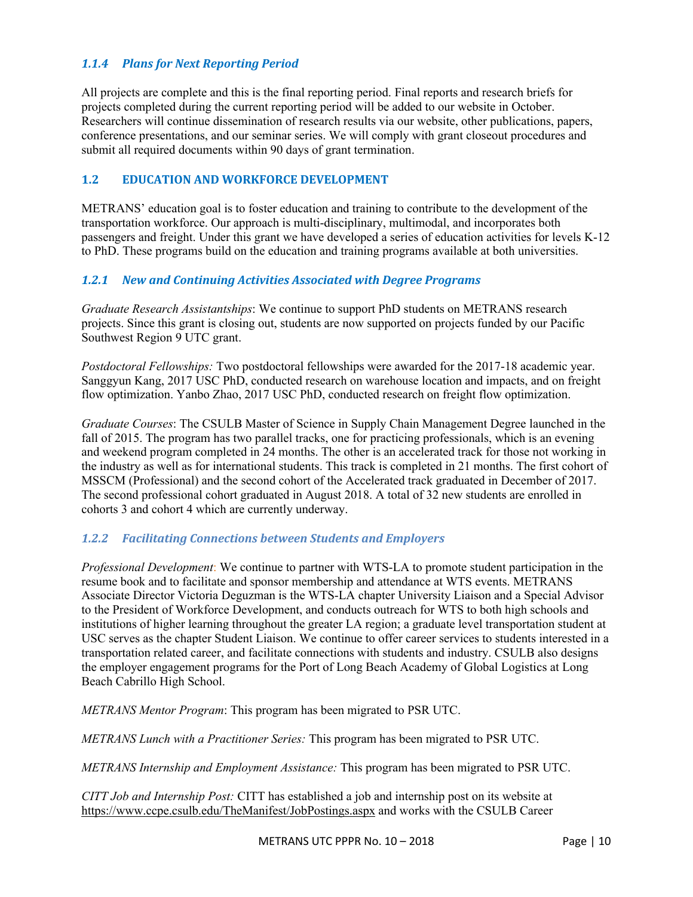### *1.1.4 Plans for Next Reporting Period*

All projects are complete and this is the final reporting period. Final reports and research briefs for projects completed during the current reporting period will be added to our website in October. Researchers will continue dissemination of research results via our website, other publications, papers, conference presentations, and our seminar series. We will comply with grant closeout procedures and submit all required documents within 90 days of grant termination.

## 1.2 EDUCATION AND WORKFORCE DEVELOPMENT

METRANS' education goal is to foster education and training to contribute to the development of the transportation workforce. Our approach is multi-disciplinary, multimodal, and incorporates both passengers and freight. Under this grant we have developed a series of education activities for levels K-12 to PhD. These programs build on the education and training programs available at both universities.

### *1.2.1 New and Continuing Activities Associated with Degree Programs*

*Graduate Research Assistantships*: We continue to support PhD students on METRANS research projects. Since this grant is closing out, students are now supported on projects funded by our Pacific Southwest Region 9 UTC grant.

*Postdoctoral Fellowships:* Two postdoctoral fellowships were awarded for the 2017-18 academic year. Sanggyun Kang, 2017 USC PhD, conducted research on warehouse location and impacts, and on freight flow optimization. Yanbo Zhao, 2017 USC PhD, conducted research on freight flow optimization.

*Graduate Courses*: The CSULB Master of Science in Supply Chain Management Degree launched in the fall of 2015. The program has two parallel tracks, one for practicing professionals, which is an evening and weekend program completed in 24 months. The other is an accelerated track for those not working in the industry as well as for international students. This track is completed in 21 months. The first cohort of MSSCM (Professional) and the second cohort of the Accelerated track graduated in December of 2017. The second professional cohort graduated in August 2018. A total of 32 new students are enrolled in cohorts 3 and cohort 4 which are currently underway.

### *1.2.2 Facilitating Connections between Students and Employers*

*Professional Development*: We continue to partner with WTS-LA to promote student participation in the resume book and to facilitate and sponsor membership and attendance at WTS events. METRANS Associate Director Victoria Deguzman is the WTS-LA chapter University Liaison and a Special Advisor to the President of Workforce Development, and conducts outreach for WTS to both high schools and institutions of higher learning throughout the greater LA region; a graduate level transportation student at USC serves as the chapter Student Liaison. We continue to offer career services to students interested in a transportation related career, and facilitate connections with students and industry. CSULB also designs the employer engagement programs for the Port of Long Beach Academy of Global Logistics at Long Beach Cabrillo High School.

*METRANS Mentor Program*: This program has been migrated to PSR UTC.

*METRANS Lunch with a Practitioner Series:* This program has been migrated to PSR UTC.

*METRANS Internship and Employment Assistance:* This program has been migrated to PSR UTC.

*CITT Job and Internship Post:* CITT has established a job and internship post on its website at https://www.ccpe.csulb.edu/TheManifest/JobPostings.aspx and works with the CSULB Career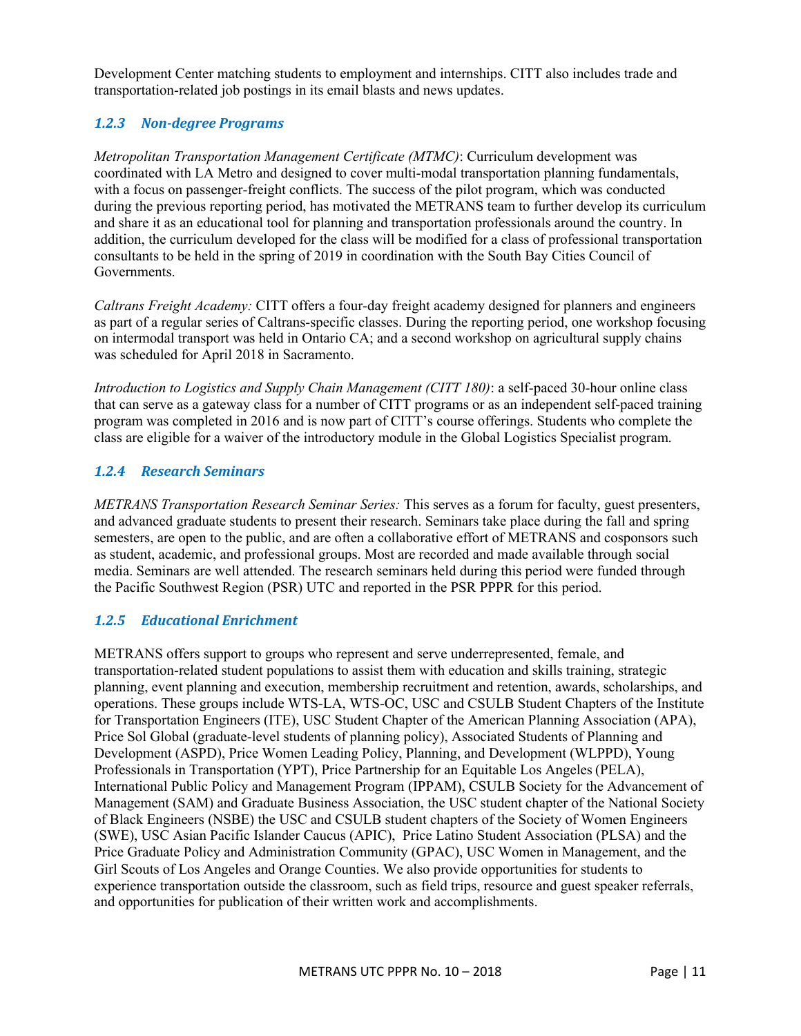Development Center matching students to employment and internships. CITT also includes trade and transportation-related job postings in its email blasts and news updates.

### *1.2.3 Non-degree Programs*

*Metropolitan Transportation Management Certificate (MTMC)*: Curriculum development was coordinated with LA Metro and designed to cover multi-modal transportation planning fundamentals, with a focus on passenger-freight conflicts. The success of the pilot program, which was conducted during the previous reporting period, has motivated the METRANS team to further develop its curriculum and share it as an educational tool for planning and transportation professionals around the country. In addition, the curriculum developed for the class will be modified for a class of professional transportation consultants to be held in the spring of 2019 in coordination with the South Bay Cities Council of Governments.

*Caltrans Freight Academy:* CITT offers a four-day freight academy designed for planners and engineers as part of a regular series of Caltrans-specific classes. During the reporting period, one workshop focusing on intermodal transport was held in Ontario CA; and a second workshop on agricultural supply chains was scheduled for April 2018 in Sacramento.

*Introduction to Logistics and Supply Chain Management (CITT 180)*: a self-paced 30-hour online class that can serve as a gateway class for a number of CITT programs or as an independent self-paced training program was completed in 2016 and is now part of CITT's course offerings. Students who complete the class are eligible for a waiver of the introductory module in the Global Logistics Specialist program.

### *1.2.4 Research Seminars*

*METRANS Transportation Research Seminar Series:* This serves as a forum for faculty, guest presenters, and advanced graduate students to present their research. Seminars take place during the fall and spring semesters, are open to the public, and are often a collaborative effort of METRANS and cosponsors such as student, academic, and professional groups. Most are recorded and made available through social media. Seminars are well attended. The research seminars held during this period were funded through the Pacific Southwest Region (PSR) UTC and reported in the PSR PPPR for this period.

### *1.2.5 Educational Enrichment*

METRANS offers support to groups who represent and serve underrepresented, female, and transportation-related student populations to assist them with education and skills training, strategic planning, event planning and execution, membership recruitment and retention, awards, scholarships, and operations. These groups include WTS-LA, WTS-OC, USC and CSULB Student Chapters of the Institute for Transportation Engineers (ITE), USC Student Chapter of the American Planning Association (APA), Price Sol Global (graduate-level students of planning policy), Associated Students of Planning and Development (ASPD), Price Women Leading Policy, Planning, and Development (WLPPD), Young Professionals in Transportation (YPT), Price Partnership for an Equitable Los Angeles (PELA), International Public Policy and Management Program (IPPAM), CSULB Society for the Advancement of Management (SAM) and Graduate Business Association, the USC student chapter of the National Society of Black Engineers (NSBE) the USC and CSULB student chapters of the Society of Women Engineers (SWE), USC Asian Pacific Islander Caucus (APIC), Price Latino Student Association (PLSA) and the Price Graduate Policy and Administration Community (GPAC), USC Women in Management, and the Girl Scouts of Los Angeles and Orange Counties. We also provide opportunities for students to experience transportation outside the classroom, such as field trips, resource and guest speaker referrals, and opportunities for publication of their written work and accomplishments.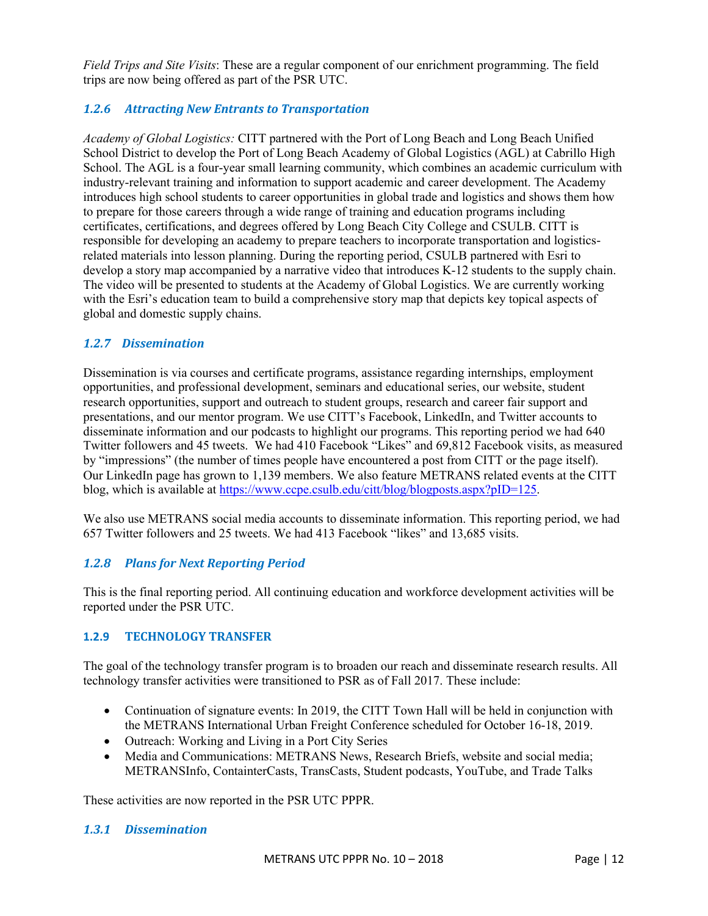*Field Trips and Site Visits*: These are a regular component of our enrichment programming. The field trips are now being offered as part of the PSR UTC.

### *1.2.6 Attracting New Entrants to Transportation*

*Academy of Global Logistics:* CITT partnered with the Port of Long Beach and Long Beach Unified School District to develop the Port of Long Beach Academy of Global Logistics (AGL) at Cabrillo High School. The AGL is a four-year small learning community, which combines an academic curriculum with industry-relevant training and information to support academic and career development. The Academy introduces high school students to career opportunities in global trade and logistics and shows them how to prepare for those careers through a wide range of training and education programs including certificates, certifications, and degrees offered by Long Beach City College and CSULB. CITT is responsible for developing an academy to prepare teachers to incorporate transportation and logistics-related materials into lesson planning. During the reporting period, CSULB partnered with Esri to develop a story map accompanied by a narrative video that introduces K-12 students to the supply chain. The video will be presented to students at the Academy of Global Logistics. We are currently working with the Esri's education team to build a comprehensive story map that depicts key topical aspects of global and domestic supply chains.

### *1.2.7 Dissemination*

Dissemination is via courses and certificate programs, assistance regarding internships, employment opportunities, and professional development, seminars and educational series, our website, student research opportunities, support and outreach to student groups, research and career fair support and presentations, and our mentor program. We use CITT's Facebook, LinkedIn, and Twitter accounts to disseminate information and our podcasts to highlight our programs. This reporting period we had 640 Twitter followers and 45 tweets. We had 410 Facebook "Likes" and 69,812 Facebook visits, as measured by "impressions" (the number of times people have encountered a post from CITT or the page itself). Our LinkedIn page has grown to 1,139 members. We also feature METRANS related events at the CITT blog, which is available at https://www.ccpe.csulb.edu/citt/blog/blogposts.aspx?pID=125.

We also use METRANS social media accounts to disseminate information. This reporting period, we had 657 Twitter followers and 25 tweets. We had 413 Facebook "likes" and 13,685 visits.

### *1.2.8 Plans for Next Reporting Period*

This is the final reporting period. All continuing education and workforce development activities will be reported under the PSR UTC.

### 1.2.9 TECHNOLOGY TRANSFER

The goal of the technology transfer program is to broaden our reach and disseminate research results. All technology transfer activities were transitioned to PSR as of Fall 2017. These include:

- Continuation of signature events: In 2019, the CITT Town Hall will be held in conjunction with the METRANS International Urban Freight Conference scheduled for October 16-18, 2019.
- Outreach: Working and Living in a Port City Series
- Media and Communications: METRANS News, Research Briefs, website and social media; METRANSInfo, ContainterCasts, TransCasts, Student podcasts, YouTube, and Trade Talks

These activities are now reported in the PSR UTC PPPR.

### *1.3.1 Dissemination*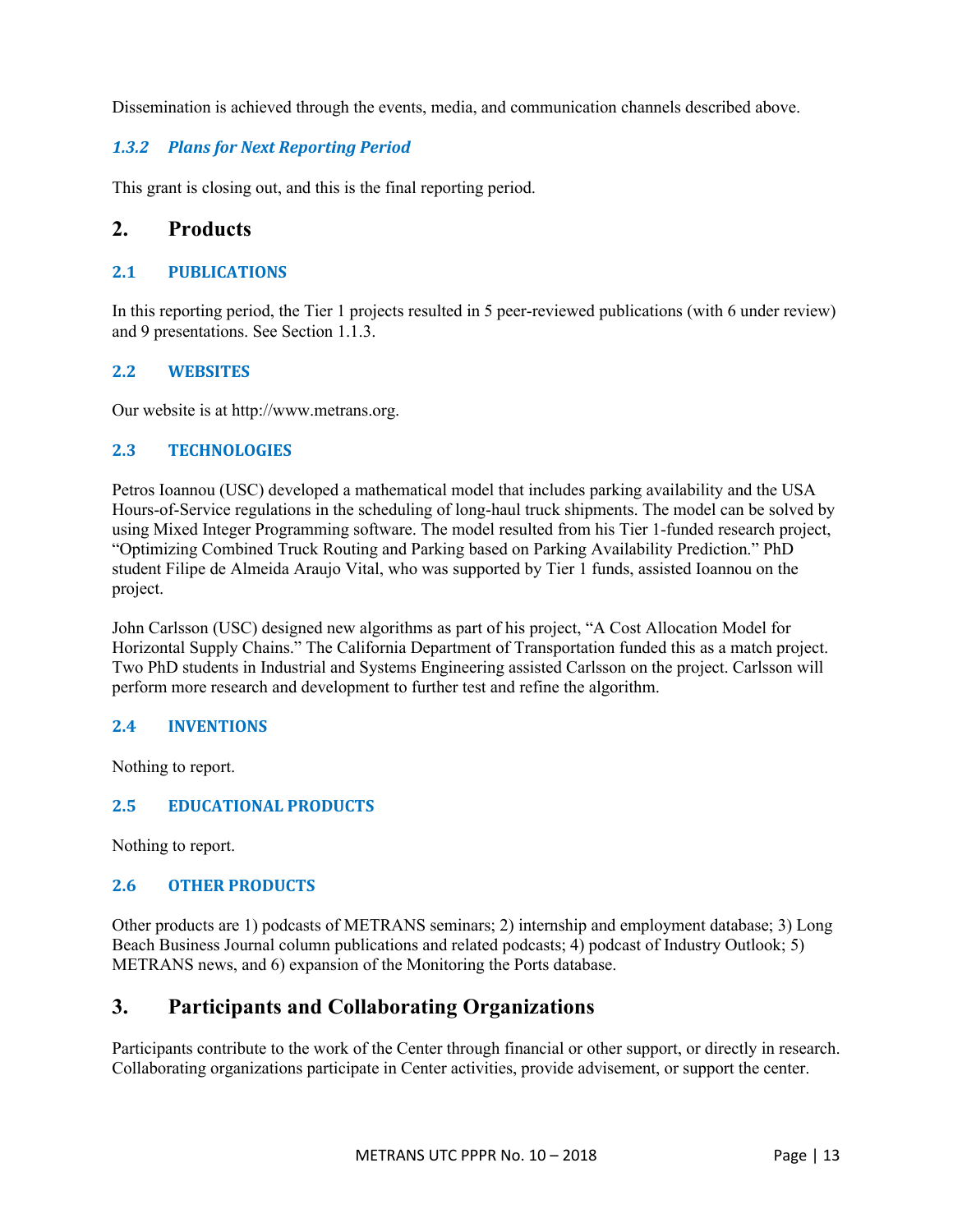Dissemination is achieved through the events, media, and communication channels described above.

### *1.3.2 Plans for Next Reporting Period*

This grant is closing out, and this is the final reporting period.

# 2. Products

## 2.1 PUBLICATIONS

In this reporting period, the Tier 1 projects resulted in 5 peer-reviewed publications (with 6 under review) and 9 presentations. See Section 1.1.3.

## 2.2 WEBSITES

Our website is at http://www.metrans.org.

## 2.3 TECHNOLOGIES

Petros Ioannou (USC) developed a mathematical model that includes parking availability and the USA Hours-of-Service regulations in the scheduling of long-haul truck shipments. The model can be solved by using Mixed Integer Programming software. The model resulted from his Tier 1-funded research project, "Optimizing Combined Truck Routing and Parking based on Parking Availability Prediction." PhD student Filipe de Almeida Araujo Vital, who was supported by Tier 1 funds, assisted Ioannou on the project.

John Carlsson (USC) designed new algorithms as part of his project, "A Cost Allocation Model for Horizontal Supply Chains." The California Department of Transportation funded this as a match project. Two PhD students in Industrial and Systems Engineering assisted Carlsson on the project. Carlsson will perform more research and development to further test and refine the algorithm.

## 2.4 INVENTIONS

Nothing to report.

## 2.5 EDUCATIONAL PRODUCTS

Nothing to report.

## 2.6 OTHER PRODUCTS

Other products are 1) podcasts of METRANS seminars; 2) internship and employment database; 3) Long Beach Business Journal column publications and related podcasts; 4) podcast of Industry Outlook; 5) METRANS news, and 6) expansion of the Monitoring the Ports database.

# 3. Participants and Collaborating Organizations

Participants contribute to the work of the Center through financial or other support, or directly in research. Collaborating organizations participate in Center activities, provide advisement, or support the center.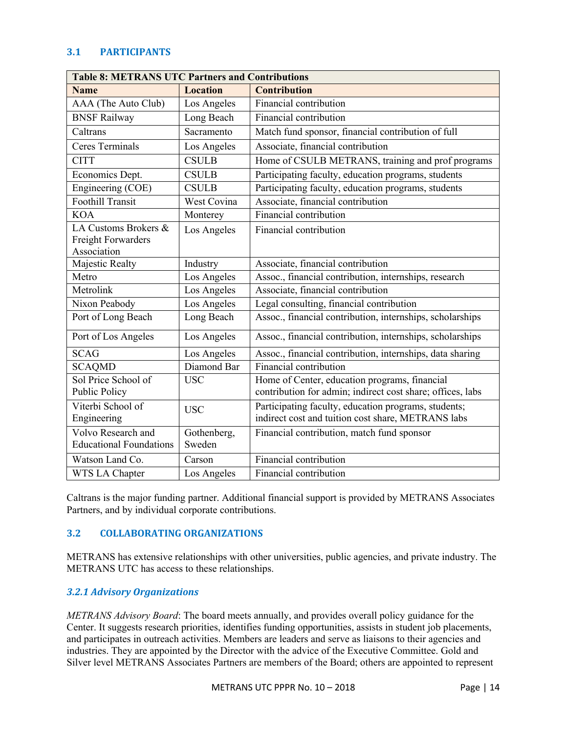## 3.1 PARTICIPANTS

| Table 8: METRANS UTC Partners and Contributions | | |
|---|---|---|
| **Name** | **Location** | **Contribution** |
| AAA (The Auto Club) | Los Angeles | Financial contribution |
| BNSF Railway | Long Beach | Financial contribution |
| Caltrans | Sacramento | Match fund sponsor, financial contribution of full |
| Ceres Terminals | Los Angeles | Associate, financial contribution |
| CITT | CSULB | Home of CSULB METRANS, training and prof programs |
| Economics Dept. | CSULB | Participating faculty, education programs, students |
| Engineering (COE) | CSULB | Participating faculty, education programs, students |
| Foothill Transit | West Covina | Associate, financial contribution |
| KOA | Monterey | Financial contribution |
| LA Customs Brokers & Freight Forwarders Association | Los Angeles | Financial contribution |
| Majestic Realty | Industry | Associate, financial contribution |
| Metro | Los Angeles | Assoc., financial contribution, internships, research |
| Metrolink | Los Angeles | Associate, financial contribution |
| Nixon Peabody | Los Angeles | Legal consulting, financial contribution |
| Port of Long Beach | Long Beach | Assoc., financial contribution, internships, scholarships |
| Port of Los Angeles | Los Angeles | Assoc., financial contribution, internships, scholarships |
| SCAG | Los Angeles | Assoc., financial contribution, internships, data sharing |
| SCAQMD | Diamond Bar | Financial contribution |
| Sol Price School of Public Policy | USC | Home of Center, education programs, financial contribution for admin; indirect cost share; offices, labs |
| Viterbi School of Engineering | USC | Participating faculty, education programs, students; indirect cost and tuition cost share, METRANS labs |
| Volvo Research and Educational Foundations | Gothenberg, Sweden | Financial contribution, match fund sponsor |
| Watson Land Co. | Carson | Financial contribution |
| WTS LA Chapter | Los Angeles | Financial contribution |

Caltrans is the major funding partner. Additional financial support is provided by METRANS Associates Partners, and by individual corporate contributions.

## 3.2 COLLABORATING ORGANIZATIONS

METRANS has extensive relationships with other universities, public agencies, and private industry. The METRANS UTC has access to these relationships.

### *3.2.1 Advisory Organizations*

*METRANS Advisory Board*: The board meets annually, and provides overall policy guidance for the Center. It suggests research priorities, identifies funding opportunities, assists in student job placements, and participates in outreach activities. Members are leaders and serve as liaisons to their agencies and industries. They are appointed by the Director with the advice of the Executive Committee. Gold and Silver level METRANS Associates Partners are members of the Board; others are appointed to represent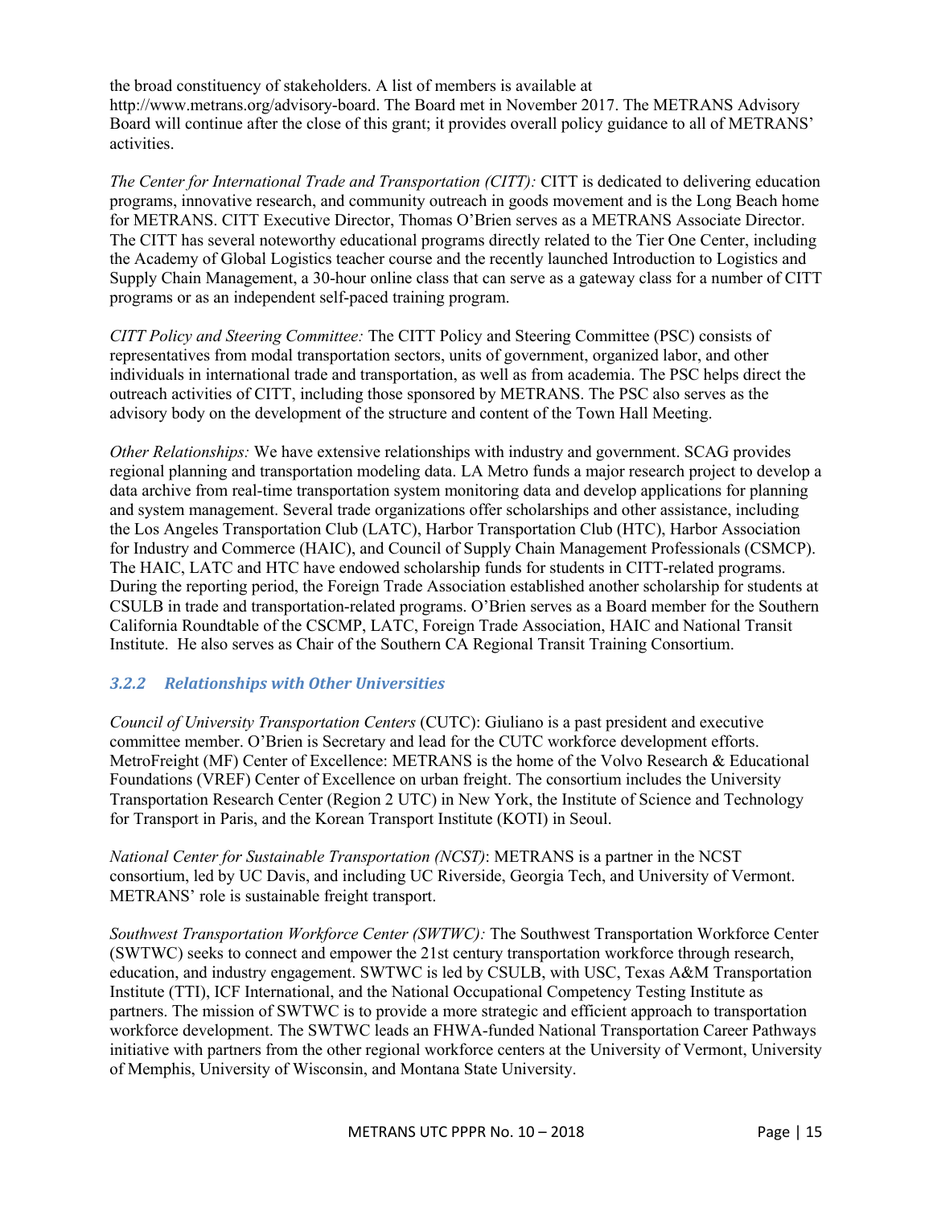the broad constituency of stakeholders. A list of members is available at http://www.metrans.org/advisory-board. The Board met in November 2017. The METRANS Advisory Board will continue after the close of this grant; it provides overall policy guidance to all of METRANS' activities.

*The Center for International Trade and Transportation (CITT):* CITT is dedicated to delivering education programs, innovative research, and community outreach in goods movement and is the Long Beach home for METRANS. CITT Executive Director, Thomas O'Brien serves as a METRANS Associate Director. The CITT has several noteworthy educational programs directly related to the Tier One Center, including the Academy of Global Logistics teacher course and the recently launched Introduction to Logistics and Supply Chain Management, a 30-hour online class that can serve as a gateway class for a number of CITT programs or as an independent self-paced training program.

*CITT Policy and Steering Committee:* The CITT Policy and Steering Committee (PSC) consists of representatives from modal transportation sectors, units of government, organized labor, and other individuals in international trade and transportation, as well as from academia. The PSC helps direct the outreach activities of CITT, including those sponsored by METRANS. The PSC also serves as the advisory body on the development of the structure and content of the Town Hall Meeting.

*Other Relationships:* We have extensive relationships with industry and government. SCAG provides regional planning and transportation modeling data. LA Metro funds a major research project to develop a data archive from real-time transportation system monitoring data and develop applications for planning and system management. Several trade organizations offer scholarships and other assistance, including the Los Angeles Transportation Club (LATC), Harbor Transportation Club (HTC), Harbor Association for Industry and Commerce (HAIC), and Council of Supply Chain Management Professionals (CSMCP). The HAIC, LATC and HTC have endowed scholarship funds for students in CITT-related programs. During the reporting period, the Foreign Trade Association established another scholarship for students at CSULB in trade and transportation-related programs. O'Brien serves as a Board member for the Southern California Roundtable of the CSCMP, LATC, Foreign Trade Association, HAIC and National Transit Institute. He also serves as Chair of the Southern CA Regional Transit Training Consortium.

### 3.2.2 Relationships with Other Universities

*Council of University Transportation Centers* (CUTC): Giuliano is a past president and executive committee member. O'Brien is Secretary and lead for the CUTC workforce development efforts. MetroFreight (MF) Center of Excellence: METRANS is the home of the Volvo Research & Educational Foundations (VREF) Center of Excellence on urban freight. The consortium includes the University Transportation Research Center (Region 2 UTC) in New York, the Institute of Science and Technology for Transport in Paris, and the Korean Transport Institute (KOTI) in Seoul.

*National Center for Sustainable Transportation (NCST)*: METRANS is a partner in the NCST consortium, led by UC Davis, and including UC Riverside, Georgia Tech, and University of Vermont. METRANS' role is sustainable freight transport.

*Southwest Transportation Workforce Center (SWTWC):* The Southwest Transportation Workforce Center (SWTWC) seeks to connect and empower the 21st century transportation workforce through research, education, and industry engagement. SWTWC is led by CSULB, with USC, Texas A&M Transportation Institute (TTI), ICF International, and the National Occupational Competency Testing Institute as partners. The mission of SWTWC is to provide a more strategic and efficient approach to transportation workforce development. The SWTWC leads an FHWA-funded National Transportation Career Pathways initiative with partners from the other regional workforce centers at the University of Vermont, University of Memphis, University of Wisconsin, and Montana State University.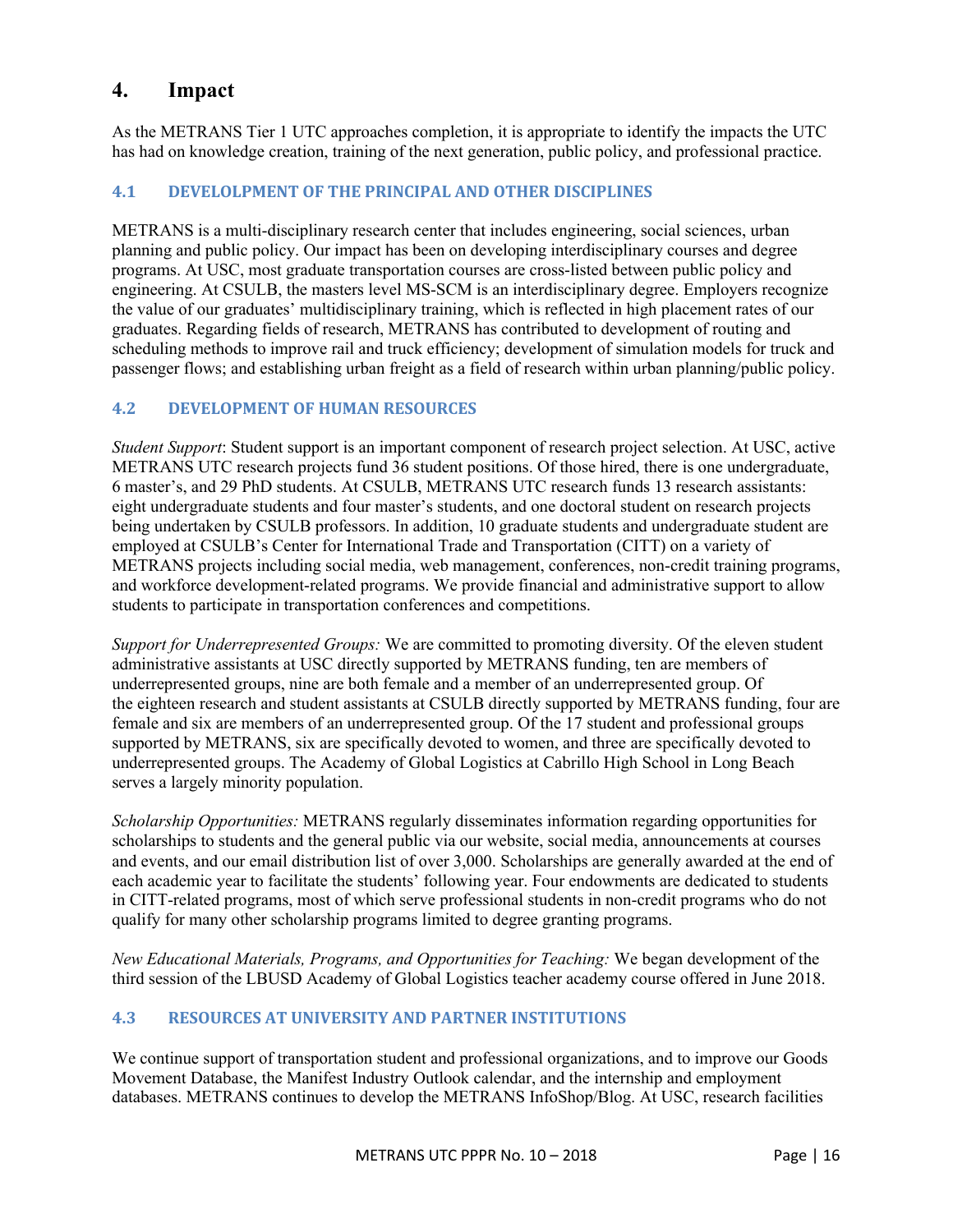# 4. Impact

As the METRANS Tier 1 UTC approaches completion, it is appropriate to identify the impacts the UTC has had on knowledge creation, training of the next generation, public policy, and professional practice.

## 4.1 DEVELOLPMENT OF THE PRINCIPAL AND OTHER DISCIPLINES

METRANS is a multi-disciplinary research center that includes engineering, social sciences, urban planning and public policy. Our impact has been on developing interdisciplinary courses and degree programs. At USC, most graduate transportation courses are cross-listed between public policy and engineering. At CSULB, the masters level MS-SCM is an interdisciplinary degree. Employers recognize the value of our graduates' multidisciplinary training, which is reflected in high placement rates of our graduates. Regarding fields of research, METRANS has contributed to development of routing and scheduling methods to improve rail and truck efficiency; development of simulation models for truck and passenger flows; and establishing urban freight as a field of research within urban planning/public policy.

## 4.2 DEVELOPMENT OF HUMAN RESOURCES

*Student Support*: Student support is an important component of research project selection. At USC, active METRANS UTC research projects fund 36 student positions. Of those hired, there is one undergraduate, 6 master's, and 29 PhD students. At CSULB, METRANS UTC research funds 13 research assistants: eight undergraduate students and four master's students, and one doctoral student on research projects being undertaken by CSULB professors. In addition, 10 graduate students and undergraduate student are employed at CSULB's Center for International Trade and Transportation (CITT) on a variety of METRANS projects including social media, web management, conferences, non-credit training programs, and workforce development-related programs. We provide financial and administrative support to allow students to participate in transportation conferences and competitions.

*Support for Underrepresented Groups:* We are committed to promoting diversity. Of the eleven student administrative assistants at USC directly supported by METRANS funding, ten are members of underrepresented groups, nine are both female and a member of an underrepresented group. Of the eighteen research and student assistants at CSULB directly supported by METRANS funding, four are female and six are members of an underrepresented group. Of the 17 student and professional groups supported by METRANS, six are specifically devoted to women, and three are specifically devoted to underrepresented groups. The Academy of Global Logistics at Cabrillo High School in Long Beach serves a largely minority population.

*Scholarship Opportunities:* METRANS regularly disseminates information regarding opportunities for scholarships to students and the general public via our website, social media, announcements at courses and events, and our email distribution list of over 3,000. Scholarships are generally awarded at the end of each academic year to facilitate the students' following year. Four endowments are dedicated to students in CITT-related programs, most of which serve professional students in non-credit programs who do not qualify for many other scholarship programs limited to degree granting programs.

*New Educational Materials, Programs, and Opportunities for Teaching:* We began development of the third session of the LBUSD Academy of Global Logistics teacher academy course offered in June 2018.

## 4.3 RESOURCES AT UNIVERSITY AND PARTNER INSTITUTIONS

We continue support of transportation student and professional organizations, and to improve our Goods Movement Database, the Manifest Industry Outlook calendar, and the internship and employment databases. METRANS continues to develop the METRANS InfoShop/Blog. At USC, research facilities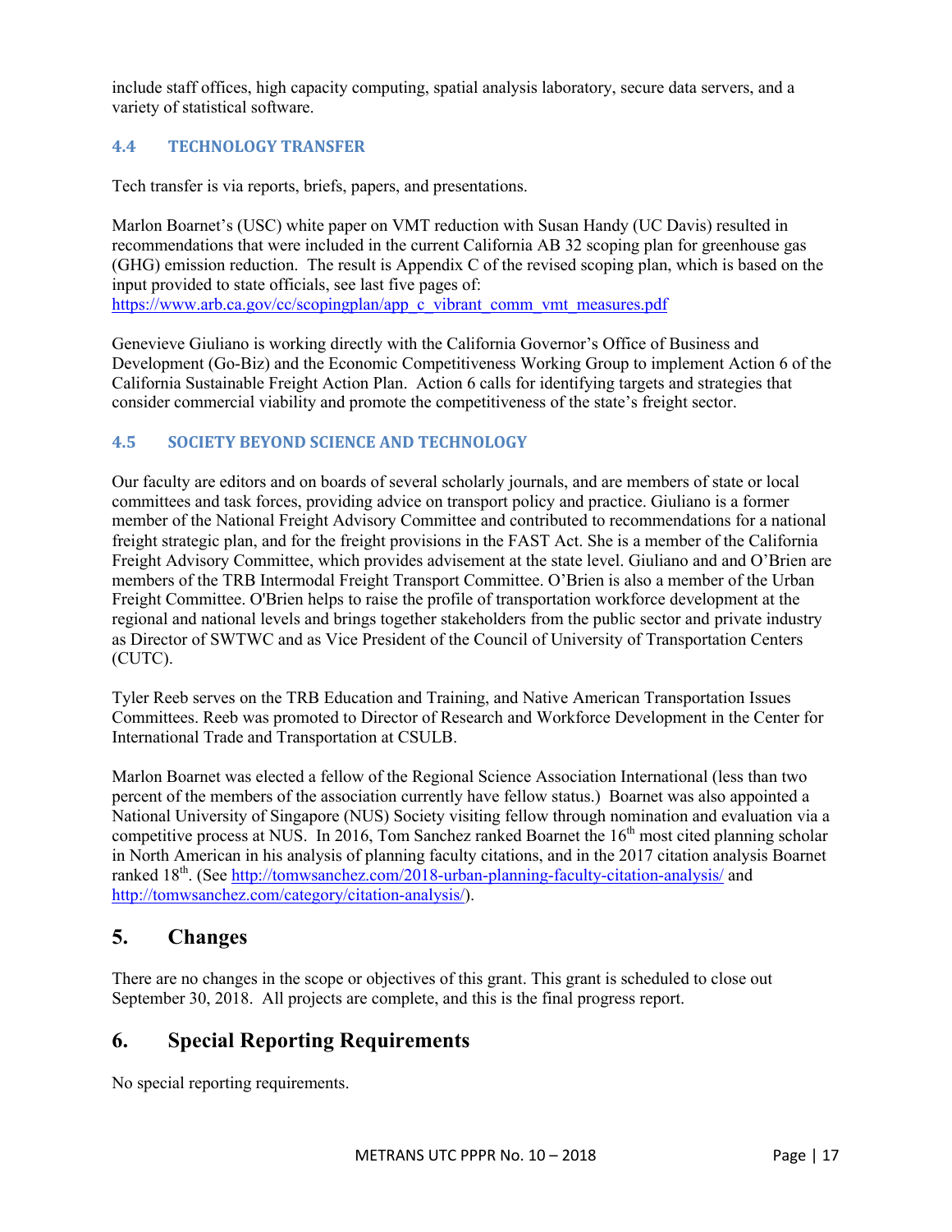include staff offices, high capacity computing, spatial analysis laboratory, secure data servers, and a variety of statistical software.

### 4.4 TECHNOLOGY TRANSFER

Tech transfer is via reports, briefs, papers, and presentations.

Marlon Boarnet's (USC) white paper on VMT reduction with Susan Handy (UC Davis) resulted in recommendations that were included in the current California AB 32 scoping plan for greenhouse gas (GHG) emission reduction. The result is Appendix C of the revised scoping plan, which is based on the input provided to state officials, see last five pages of: https://www.arb.ca.gov/cc/scopingplan/app_c_vibrant_comm_vmt_measures.pdf

Genevieve Giuliano is working directly with the California Governor's Office of Business and Development (Go-Biz) and the Economic Competitiveness Working Group to implement Action 6 of the California Sustainable Freight Action Plan. Action 6 calls for identifying targets and strategies that consider commercial viability and promote the competitiveness of the state's freight sector.

### 4.5 SOCIETY BEYOND SCIENCE AND TECHNOLOGY

Our faculty are editors and on boards of several scholarly journals, and are members of state or local committees and task forces, providing advice on transport policy and practice. Giuliano is a former member of the National Freight Advisory Committee and contributed to recommendations for a national freight strategic plan, and for the freight provisions in the FAST Act. She is a member of the California Freight Advisory Committee, which provides advisement at the state level. Giuliano and and O'Brien are members of the TRB Intermodal Freight Transport Committee. O'Brien is also a member of the Urban Freight Committee. O'Brien helps to raise the profile of transportation workforce development at the regional and national levels and brings together stakeholders from the public sector and private industry as Director of SWTWC and as Vice President of the Council of University of Transportation Centers (CUTC).

Tyler Reeb serves on the TRB Education and Training, and Native American Transportation Issues Committees. Reeb was promoted to Director of Research and Workforce Development in the Center for International Trade and Transportation at CSULB.

Marlon Boarnet was elected a fellow of the Regional Science Association International (less than two percent of the members of the association currently have fellow status.) Boarnet was also appointed a National University of Singapore (NUS) Society visiting fellow through nomination and evaluation via a competitive process at NUS. In 2016, Tom Sanchez ranked Boarnet the 16th most cited planning scholar in North American in his analysis of planning faculty citations, and in the 2017 citation analysis Boarnet ranked 18th. (See http://tomwsanchez.com/2018-urban-planning-faculty-citation-analysis/ and http://tomwsanchez.com/category/citation-analysis/).

## 5. Changes

There are no changes in the scope or objectives of this grant. This grant is scheduled to close out September 30, 2018. All projects are complete, and this is the final progress report.

## 6. Special Reporting Requirements

No special reporting requirements.